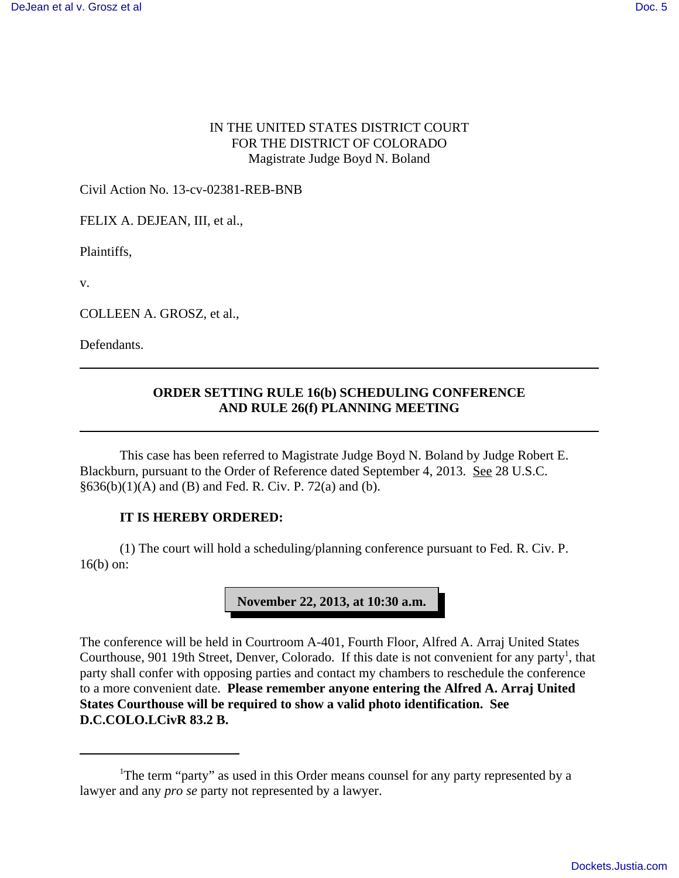IN THE UNITED STATES DISTRICT COURT
FOR THE DISTRICT OF COLORADO
Magistrate Judge Boyd N. Boland

Civil Action No. 13-cv-02381-REB-BNB

FELIX A. DEJEAN, III, et al.,

Plaintiffs,

v.

COLLEEN A. GROSZ, et al.,

Defendants.

---

**ORDER SETTING RULE 16(b) SCHEDULING CONFERENCE AND RULE 26(f) PLANNING MEETING**

---

This case has been referred to Magistrate Judge Boyd N. Boland by Judge Robert E. Blackburn, pursuant to the Order of Reference dated September 4, 2013. See 28 U.S.C. §636(b)(1)(A) and (B) and Fed. R. Civ. P. 72(a) and (b).

**IT IS HEREBY ORDERED:**

(1) The court will hold a scheduling/planning conference pursuant to Fed. R. Civ. P. 16(b) on:

**November 22, 2013, at 10:30 a.m.**

The conference will be held in Courtroom A-401, Fourth Floor, Alfred A. Arraj United States Courthouse, 901 19th Street, Denver, Colorado. If this date is not convenient for any party[1], that party shall confer with opposing parties and contact my chambers to reschedule the conference to a more convenient date. **Please remember anyone entering the Alfred A. Arraj United States Courthouse will be required to show a valid photo identification. See D.C.COLO.LCivR 83.2 B.**

---

[1]The term "party" as used in this Order means counsel for any party represented by a lawyer and any *pro se* party not represented by a lawyer.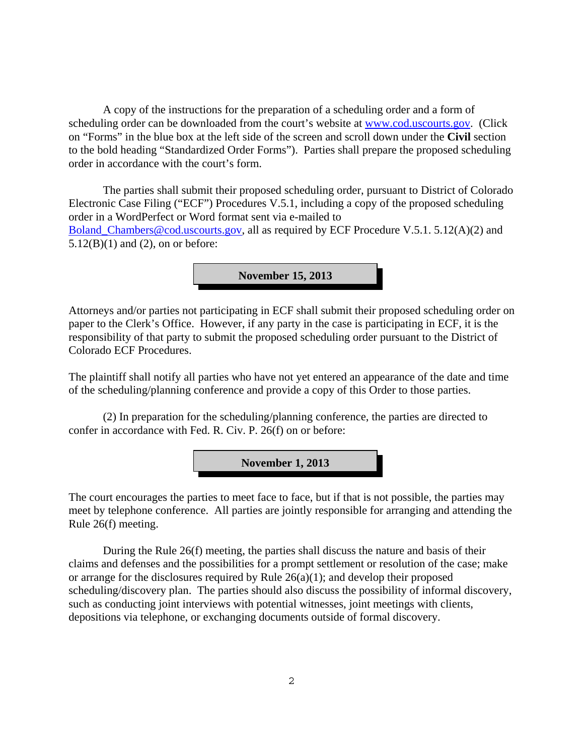A copy of the instructions for the preparation of a scheduling order and a form of scheduling order can be downloaded from the court's website at [www.cod.uscourts.gov](http://www.cod.uscourts.gov). (Click on "Forms" in the blue box at the left side of the screen and scroll down under the **Civil** section to the bold heading "Standardized Order Forms"). Parties shall prepare the proposed scheduling order in accordance with the court's form.

The parties shall submit their proposed scheduling order, pursuant to District of Colorado Electronic Case Filing ("ECF") Procedures V.5.1, including a copy of the proposed scheduling order in a WordPerfect or Word format sent via e-mailed to [Boland_Chambers@cod.uscourts.gov](mailto:Boland_Chambers@cod.uscourts.gov), all as required by ECF Procedure V.5.1. 5.12(A)(2) and 5.12(B)(1) and (2), on or before:

**November 15, 2013**

Attorneys and/or parties not participating in ECF shall submit their proposed scheduling order on paper to the Clerk's Office. However, if any party in the case is participating in ECF, it is the responsibility of that party to submit the proposed scheduling order pursuant to the District of Colorado ECF Procedures.

The plaintiff shall notify all parties who have not yet entered an appearance of the date and time of the scheduling/planning conference and provide a copy of this Order to those parties.

(2) In preparation for the scheduling/planning conference, the parties are directed to confer in accordance with Fed. R. Civ. P. 26(f) on or before:

**November 1, 2013**

The court encourages the parties to meet face to face, but if that is not possible, the parties may meet by telephone conference. All parties are jointly responsible for arranging and attending the Rule 26(f) meeting.

During the Rule 26(f) meeting, the parties shall discuss the nature and basis of their claims and defenses and the possibilities for a prompt settlement or resolution of the case; make or arrange for the disclosures required by Rule 26(a)(1); and develop their proposed scheduling/discovery plan. The parties should also discuss the possibility of informal discovery, such as conducting joint interviews with potential witnesses, joint meetings with clients, depositions via telephone, or exchanging documents outside of formal discovery.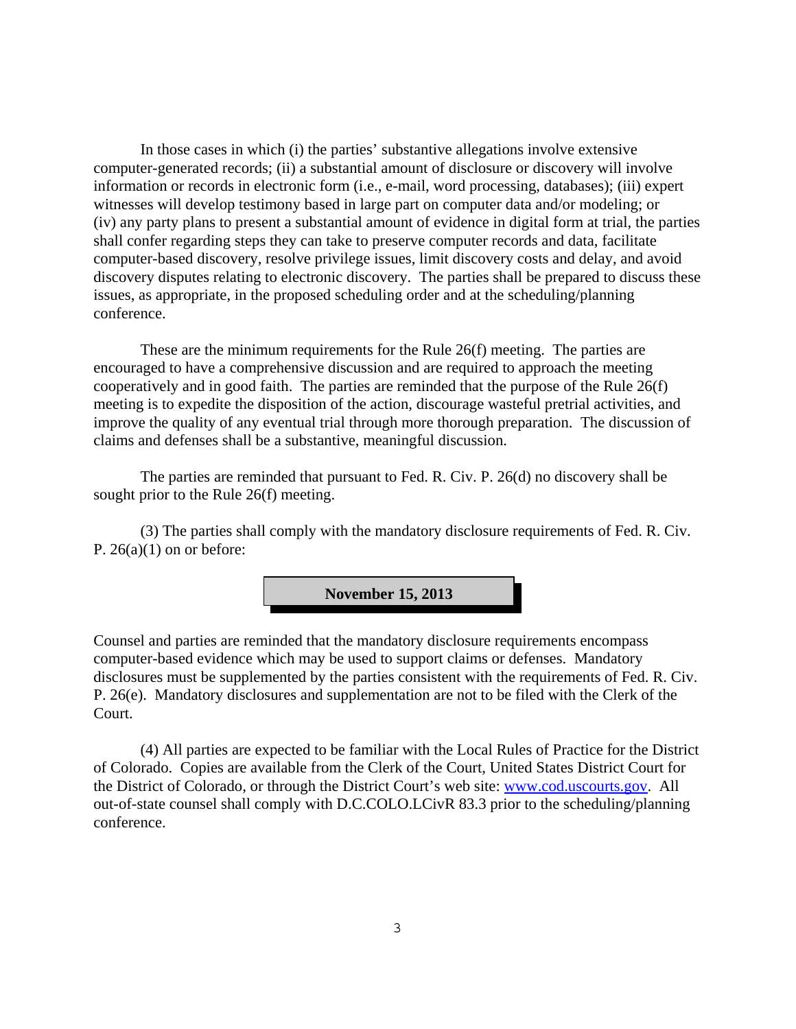In those cases in which (i) the parties' substantive allegations involve extensive computer-generated records; (ii) a substantial amount of disclosure or discovery will involve information or records in electronic form (i.e., e-mail, word processing, databases); (iii) expert witnesses will develop testimony based in large part on computer data and/or modeling; or (iv) any party plans to present a substantial amount of evidence in digital form at trial, the parties shall confer regarding steps they can take to preserve computer records and data, facilitate computer-based discovery, resolve privilege issues, limit discovery costs and delay, and avoid discovery disputes relating to electronic discovery. The parties shall be prepared to discuss these issues, as appropriate, in the proposed scheduling order and at the scheduling/planning conference.

These are the minimum requirements for the Rule 26(f) meeting. The parties are encouraged to have a comprehensive discussion and are required to approach the meeting cooperatively and in good faith. The parties are reminded that the purpose of the Rule 26(f) meeting is to expedite the disposition of the action, discourage wasteful pretrial activities, and improve the quality of any eventual trial through more thorough preparation. The discussion of claims and defenses shall be a substantive, meaningful discussion.

The parties are reminded that pursuant to Fed. R. Civ. P. 26(d) no discovery shall be sought prior to the Rule 26(f) meeting.

(3) The parties shall comply with the mandatory disclosure requirements of Fed. R. Civ. P. 26(a)(1) on or before:

**November 15, 2013**

Counsel and parties are reminded that the mandatory disclosure requirements encompass computer-based evidence which may be used to support claims or defenses. Mandatory disclosures must be supplemented by the parties consistent with the requirements of Fed. R. Civ. P. 26(e). Mandatory disclosures and supplementation are not to be filed with the Clerk of the Court.

(4) All parties are expected to be familiar with the Local Rules of Practice for the District of Colorado. Copies are available from the Clerk of the Court, United States District Court for the District of Colorado, or through the District Court's web site: www.cod.uscourts.gov. All out-of-state counsel shall comply with D.C.COLO.LCivR 83.3 prior to the scheduling/planning conference.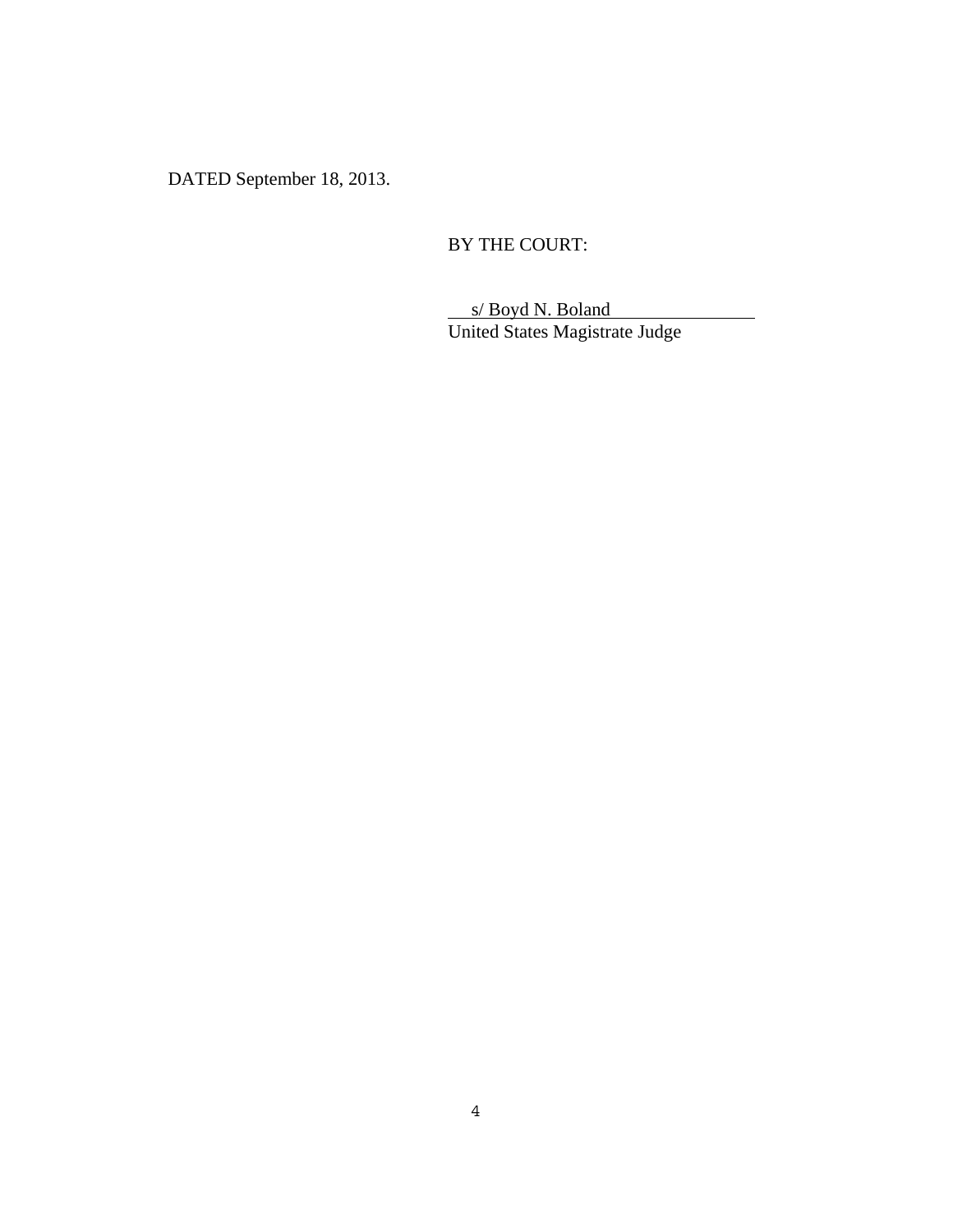DATED September 18, 2013.

BY THE COURT:

s/ Boyd N. Boland
United States Magistrate Judge